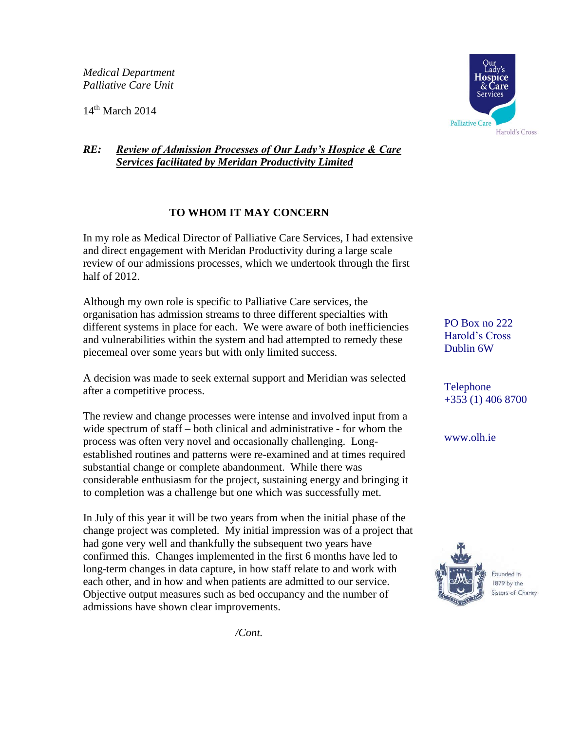*Medical Department*
*Palliative Care Unit*

14th March 2014

Our Lady's Hospice & Care Services
Palliative Care
Harold's Cross

***RE: Review of Admission Processes of Our Lady's Hospice & Care Services facilitated by Meridan Productivity Limited***

**TO WHOM IT MAY CONCERN**

In my role as Medical Director of Palliative Care Services, I had extensive and direct engagement with Meridan Productivity during a large scale review of our admissions processes, which we undertook through the first half of 2012.

Although my own role is specific to Palliative Care services, the organisation has admission streams to three different specialties with different systems in place for each. We were aware of both inefficiencies and vulnerabilities within the system and had attempted to remedy these piecemeal over some years but with only limited success.

A decision was made to seek external support and Meridian was selected after a competitive process.

The review and change processes were intense and involved input from a wide spectrum of staff – both clinical and administrative - for whom the process was often very novel and occasionally challenging. Long-established routines and patterns were re-examined and at times required substantial change or complete abandonment. While there was considerable enthusiasm for the project, sustaining energy and bringing it to completion was a challenge but one which was successfully met.

In July of this year it will be two years from when the initial phase of the change project was completed. My initial impression was of a project that had gone very well and thankfully the subsequent two years have confirmed this. Changes implemented in the first 6 months have led to long-term changes in data capture, in how staff relate to and work with each other, and in how and when patients are admitted to our service. Objective output measures such as bed occupancy and the number of admissions have shown clear improvements.

PO Box no 222
Harold's Cross
Dublin 6W

Telephone
+353 (1) 406 8700

www.olh.ie

Founded in 1879 by the Sisters of Charity

*/Cont.*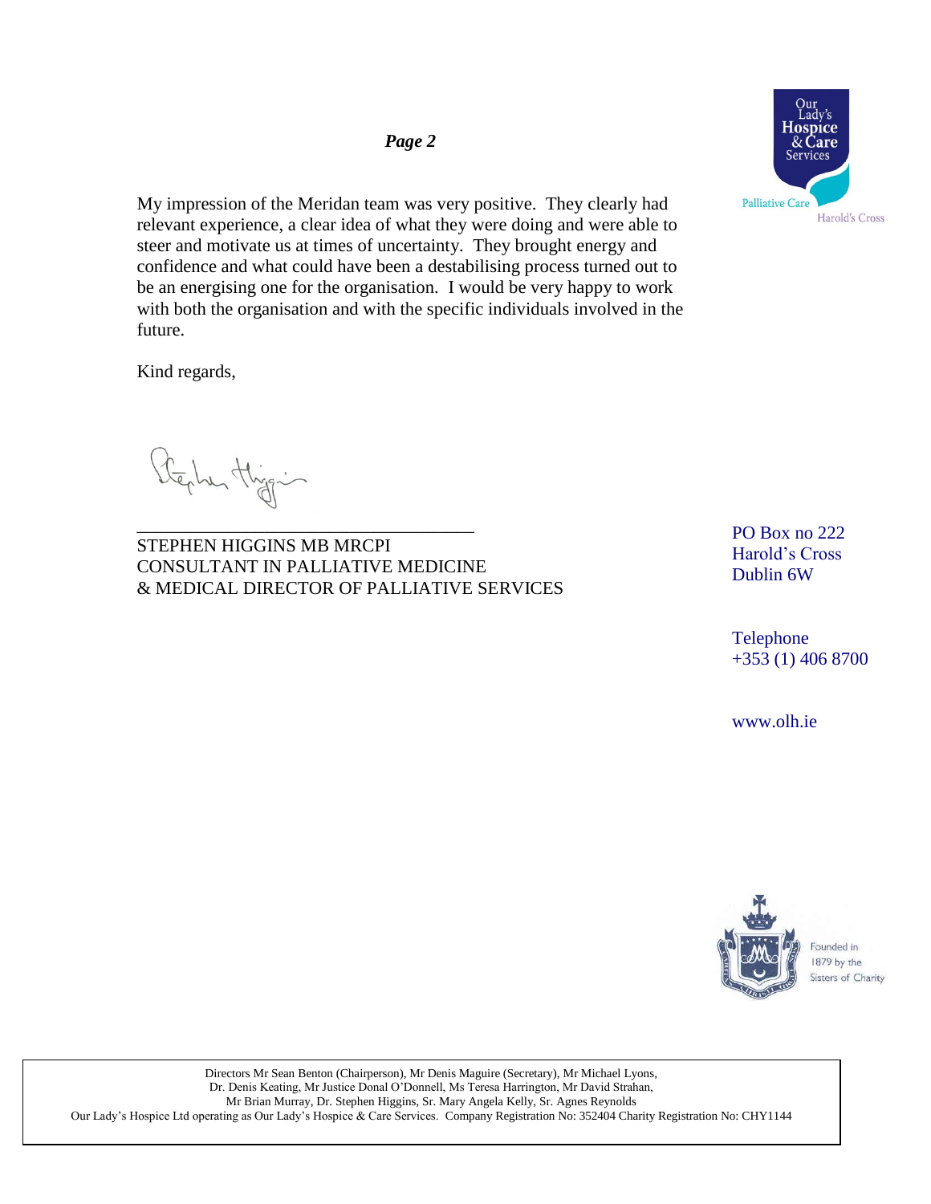My impression of the Meridan team was very positive. They clearly had relevant experience, a clear idea of what they were doing and were able to steer and motivate us at times of uncertainty. They brought energy and confidence and what could have been a destabilising process turned out to be an energising one for the organisation. I would be very happy to work with both the organisation and with the specific individuals involved in the future.

Kind regards,

STEPHEN HIGGINS MB MRCPI
CONSULTANT IN PALLIATIVE MEDICINE
& MEDICAL DIRECTOR OF PALLIATIVE SERVICES

PO Box no 222
Harold's Cross
Dublin 6W

Telephone
+353 (1) 406 8700

www.olh.ie

Founded in 1879 by the Sisters of Charity

Directors Mr Sean Benton (Chairperson), Mr Denis Maguire (Secretary), Mr Michael Lyons, Dr. Denis Keating, Mr Justice Donal O'Donnell, Ms Teresa Harrington, Mr David Strahan, Mr Brian Murray, Dr. Stephen Higgins, Sr. Mary Angela Kelly, Sr. Agnes Reynolds
Our Lady's Hospice Ltd operating as Our Lady's Hospice & Care Services. Company Registration No: 352404 Charity Registration No: CHY1144